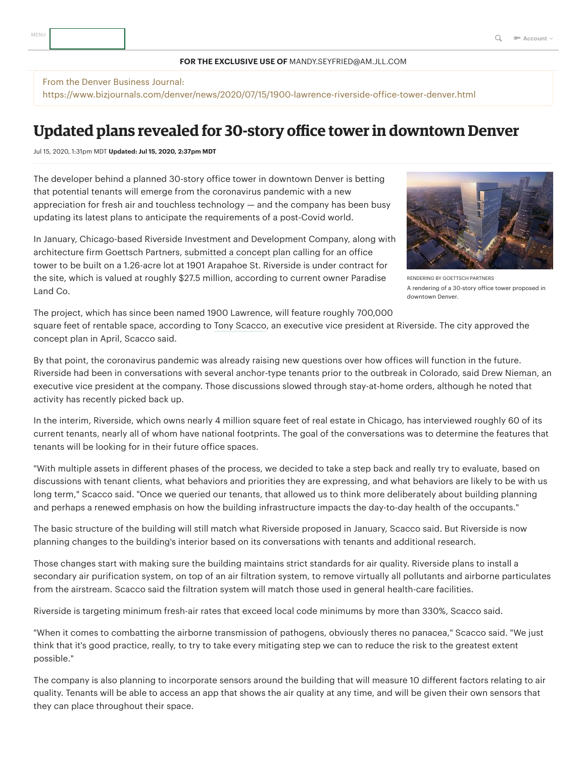FOR THE EXCLUSIVE USE OF MANDY.SEYFRIED@AM.JLL.COM

From the Denver Business Journal:
https://www.bizjournals.com/denver/news/2020/07/15/1900-lawrence-riverside-office-tower-denver.html

# Updated plans revealed for 30-story office tower in downtown Denver

Jul 15, 2020, 1:31pm MDT **Updated: Jul 15, 2020, 2:37pm MDT**

The developer behind a planned 30-story office tower in downtown Denver is betting that potential tenants will emerge from the coronavirus pandemic with a new appreciation for fresh air and touchless technology — and the company has been busy updating its latest plans to anticipate the requirements of a post-Covid world.

RENDERING BY GOETTSCH PARTNERS
A rendering of a 30-story office tower proposed in downtown Denver.

In January, Chicago-based Riverside Investment and Development Company, along with architecture firm Goettsch Partners, submitted a concept plan calling for an office tower to be built on a 1.26-acre lot at 1901 Arapahoe St. Riverside is under contract for the site, which is valued at roughly $27.5 million, according to current owner Paradise Land Co.

The project, which has since been named 1900 Lawrence, will feature roughly 700,000 square feet of rentable space, according to Tony Scacco, an executive vice president at Riverside. The city approved the concept plan in April, Scacco said.

By that point, the coronavirus pandemic was already raising new questions over how offices will function in the future. Riverside had been in conversations with several anchor-type tenants prior to the outbreak in Colorado, said Drew Nieman, an executive vice president at the company. Those discussions slowed through stay-at-home orders, although he noted that activity has recently picked back up.

In the interim, Riverside, which owns nearly 4 million square feet of real estate in Chicago, has interviewed roughly 60 of its current tenants, nearly all of whom have national footprints. The goal of the conversations was to determine the features that tenants will be looking for in their future office spaces.

"With multiple assets in different phases of the process, we decided to take a step back and really try to evaluate, based on discussions with tenant clients, what behaviors and priorities they are expressing, and what behaviors are likely to be with us long term," Scacco said. "Once we queried our tenants, that allowed us to think more deliberately about building planning and perhaps a renewed emphasis on how the building infrastructure impacts the day-to-day health of the occupants."

The basic structure of the building will still match what Riverside proposed in January, Scacco said. But Riverside is now planning changes to the building's interior based on its conversations with tenants and additional research.

Those changes start with making sure the building maintains strict standards for air quality. Riverside plans to install a secondary air purification system, on top of an air filtration system, to remove virtually all pollutants and airborne particulates from the airstream. Scacco said the filtration system will match those used in general health-care facilities.

Riverside is targeting minimum fresh-air rates that exceed local code minimums by more than 330%, Scacco said.

"When it comes to combatting the airborne transmission of pathogens, obviously theres no panacea," Scacco said. "We just think that it's good practice, really, to try to take every mitigating step we can to reduce the risk to the greatest extent possible."

The company is also planning to incorporate sensors around the building that will measure 10 different factors relating to air quality. Tenants will be able to access an app that shows the air quality at any time, and will be given their own sensors that they can place throughout their space.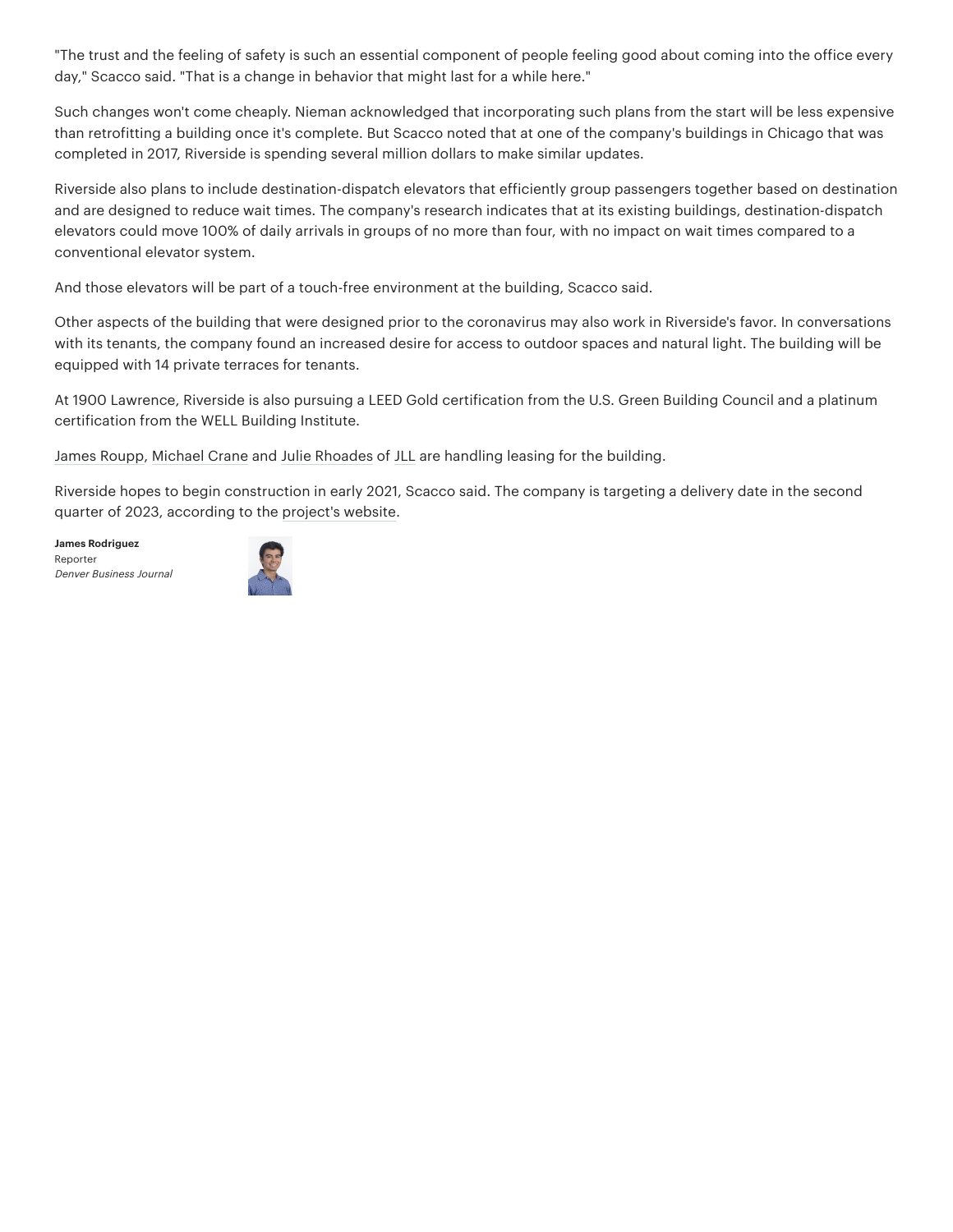"The trust and the feeling of safety is such an essential component of people feeling good about coming into the office every day," Scacco said. "That is a change in behavior that might last for a while here."

Such changes won't come cheaply. Nieman acknowledged that incorporating such plans from the start will be less expensive than retrofitting a building once it's complete. But Scacco noted that at one of the company's buildings in Chicago that was completed in 2017, Riverside is spending several million dollars to make similar updates.

Riverside also plans to include destination-dispatch elevators that efficiently group passengers together based on destination and are designed to reduce wait times. The company's research indicates that at its existing buildings, destination-dispatch elevators could move 100% of daily arrivals in groups of no more than four, with no impact on wait times compared to a conventional elevator system.

And those elevators will be part of a touch-free environment at the building, Scacco said.

Other aspects of the building that were designed prior to the coronavirus may also work in Riverside's favor. In conversations with its tenants, the company found an increased desire for access to outdoor spaces and natural light. The building will be equipped with 14 private terraces for tenants.

At 1900 Lawrence, Riverside is also pursuing a LEED Gold certification from the U.S. Green Building Council and a platinum certification from the WELL Building Institute.

James Roupp, Michael Crane and Julie Rhoades of JLL are handling leasing for the building.

Riverside hopes to begin construction in early 2021, Scacco said. The company is targeting a delivery date in the second quarter of 2023, according to the project's website.

**James Rodriguez**
Reporter
*Denver Business Journal*